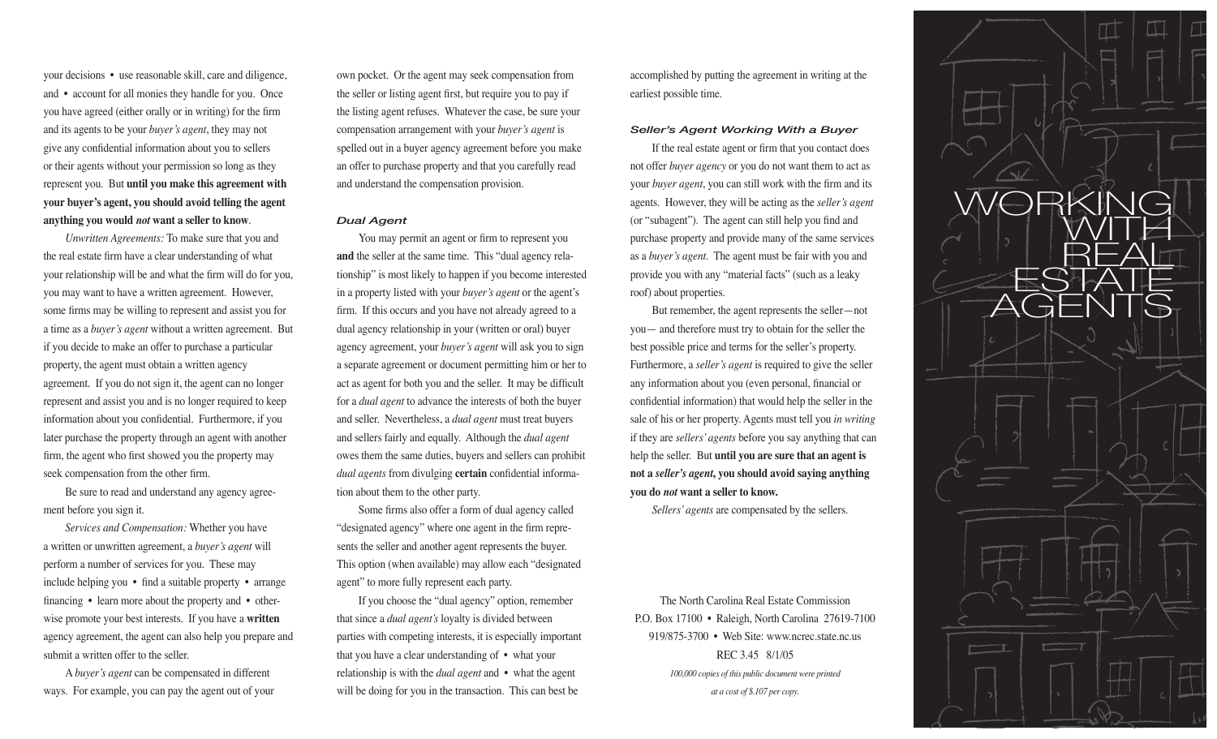your decisions • use reasonable skill, care and diligence, and • account for all monies they handle for you. Once you have agreed (either orally or in writing) for the firm and its agents to be your *buyer's agent*, they may not give any confidential information about you to sellers or their agents without your permission so long as they represent you. But **until you make this agreement with your buyer's agent, you should avoid telling the agent anything you would *not* want a seller to know**.

*Unwritten Agreements:* To make sure that you and the real estate firm have a clear understanding of what your relationship will be and what the firm will do for you, you may want to have a written agreement. However, some firms may be willing to represent and assist you for a time as a *buyer's agent* without a written agreement. But if you decide to make an offer to purchase a particular property, the agent must obtain a written agency agreement. If you do not sign it, the agent can no longer represent and assist you and is no longer required to keep information about you confidential. Furthermore, if you later purchase the property through an agent with another firm, the agent who first showed you the property may seek compensation from the other firm.

Be sure to read and understand any agency agreement before you sign it.

*Services and Compensation:* Whether you have a written or unwritten agreement, a *buyer's agent* will perform a number of services for you. These may include helping you • find a suitable property • arrange financing • learn more about the property and • otherwise promote your best interests. If you have a **written** agency agreement, the agent can also help you prepare and submit a written offer to the seller.

A *buyer's agent* can be compensated in different ways. For example, you can pay the agent out of your own pocket. Or the agent may seek compensation from the seller or listing agent first, but require you to pay if the listing agent refuses. Whatever the case, be sure your compensation arrangement with your *buyer's agent* is spelled out in a buyer agency agreement before you make an offer to purchase property and that you carefully read and understand the compensation provision.

### *Dual Agent*

You may permit an agent or firm to represent you **and** the seller at the same time. This "dual agency relationship" is most likely to happen if you become interested in a property listed with your *buyer's agent* or the agent's firm. If this occurs and you have not already agreed to a dual agency relationship in your (written or oral) buyer agency agreement, your *buyer's agent* will ask you to sign a separate agreement or document permitting him or her to act as agent for both you and the seller. It may be difficult for a *dual agent* to advance the interests of both the buyer and seller. Nevertheless, a *dual agent* must treat buyers and sellers fairly and equally. Although the *dual agent* owes them the same duties, buyers and sellers can prohibit *dual agents* from divulging **certain** confidential information about them to the other party.

Some firms also offer a form of dual agency called "designated agency" where one agent in the firm represents the seller and another agent represents the buyer. This option (when available) may allow each "designated agent" to more fully represent each party.

If you choose the "dual agency" option, remember that since a *dual agent's* loyalty is divided between parties with competing interests, it is especially important that you have a clear understanding of • what your relationship is with the *dual agent* and • what the agent will be doing for you in the transaction. This can best be accomplished by putting the agreement in writing at the earliest possible time.

### *Seller's Agent Working With a Buyer*

If the real estate agent or firm that you contact does not offer *buyer agency* or you do not want them to act as your *buyer agent*, you can still work with the firm and its agents. However, they will be acting as the *seller's agent* (or "subagent"). The agent can still help you find and purchase property and provide many of the same services as a *buyer's agent*. The agent must be fair with you and provide you with any "material facts" (such as a leaky roof) about properties.

But remember, the agent represents the seller—not you— and therefore must try to obtain for the seller the best possible price and terms for the seller's property. Furthermore, a *seller's agent* is required to give the seller any information about you (even personal, financial or confidential information) that would help the seller in the sale of his or her property. Agents must tell you *in writing* if they are *sellers' agents* before you say anything that can help the seller. But **until you are sure that an agent is not a *seller's agent*, you should avoid saying anything you do *not* want a seller to know.**

*Sellers' agents* are compensated by the sellers.

The North Carolina Real Estate Commission
P.O. Box 17100 • Raleigh, North Carolina 27619-7100
919/875-3700 • Web Site: www.ncrec.state.nc.us
REC 3.45 8/1/05

*100,000 copies of this public document were printed at a cost of $.107 per copy.*

# WORKING WITH REAL ESTATE AGENTS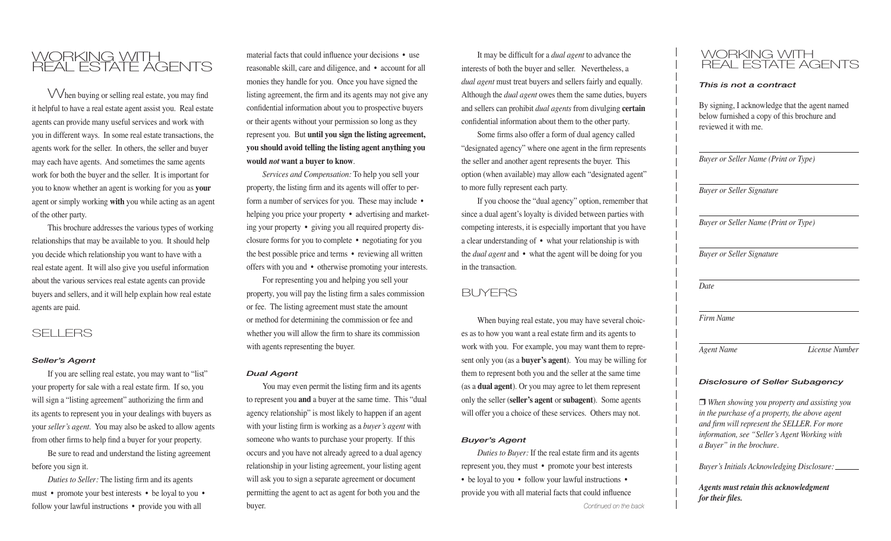# WORKING WITH REAL ESTATE AGENTS

When buying or selling real estate, you may find it helpful to have a real estate agent assist you. Real estate agents can provide many useful services and work with you in different ways. In some real estate transactions, the agents work for the seller. In others, the seller and buyer may each have agents. And sometimes the same agents work for both the buyer and the seller. It is important for you to know whether an agent is working for you as **your** agent or simply working **with** you while acting as an agent of the other party.

This brochure addresses the various types of working relationships that may be available to you. It should help you decide which relationship you want to have with a real estate agent. It will also give you useful information about the various services real estate agents can provide buyers and sellers, and it will help explain how real estate agents are paid.

## SELLERS

### *Seller's Agent*

If you are selling real estate, you may want to "list" your property for sale with a real estate firm. If so, you will sign a "listing agreement" authorizing the firm and its agents to represent you in your dealings with buyers as your *seller's agent*. You may also be asked to allow agents from other firms to help find a buyer for your property.

Be sure to read and understand the listing agreement before you sign it.

*Duties to Seller:* The listing firm and its agents must • promote your best interests • be loyal to you • follow your lawful instructions • provide you with all material facts that could influence your decisions • use reasonable skill, care and diligence, and • account for all monies they handle for you. Once you have signed the listing agreement, the firm and its agents may not give any confidential information about you to prospective buyers or their agents without your permission so long as they represent you. But **until you sign the listing agreement, you should avoid telling the listing agent anything you would *not* want a buyer to know**.

*Services and Compensation:* To help you sell your property, the listing firm and its agents will offer to perform a number of services for you. These may include • helping you price your property • advertising and marketing your property • giving you all required property disclosure forms for you to complete • negotiating for you the best possible price and terms • reviewing all written offers with you and • otherwise promoting your interests.

For representing you and helping you sell your property, you will pay the listing firm a sales commission or fee. The listing agreement must state the amount or method for determining the commission or fee and whether you will allow the firm to share its commission with agents representing the buyer.

### *Dual Agent*

You may even permit the listing firm and its agents to represent you **and** a buyer at the same time. This "dual agency relationship" is most likely to happen if an agent with your listing firm is working as a *buyer's agent* with someone who wants to purchase your property. If this occurs and you have not already agreed to a dual agency relationship in your listing agreement, your listing agent will ask you to sign a separate agreement or document permitting the agent to act as agent for both you and the buyer.

It may be difficult for a *dual agent* to advance the interests of both the buyer and seller. Nevertheless, a *dual agent* must treat buyers and sellers fairly and equally. Although the *dual agent* owes them the same duties, buyers and sellers can prohibit *dual agents* from divulging **certain** confidential information about them to the other party.

Some firms also offer a form of dual agency called "designated agency" where one agent in the firm represents the seller and another agent represents the buyer. This option (when available) may allow each "designated agent" to more fully represent each party.

If you choose the "dual agency" option, remember that since a dual agent's loyalty is divided between parties with competing interests, it is especially important that you have a clear understanding of • what your relationship is with the *dual agent* and • what the agent will be doing for you in the transaction.

## BUYERS

When buying real estate, you may have several choices as to how you want a real estate firm and its agents to work with you. For example, you may want them to represent only you (as a **buyer's agent**). You may be willing for them to represent both you and the seller at the same time (as a **dual agent**). Or you may agree to let them represent only the seller (**seller's agent** or **subagent**). Some agents will offer you a choice of these services. Others may not.

### *Buyer's Agent*

*Duties to Buyer:* If the real estate firm and its agents represent you, they must • promote your best interests • be loyal to you • follow your lawful instructions • provide you with all material facts that could influence

*Continued on the back*

# WORKING WITH REAL ESTATE AGENTS

***This is not a contract***

By signing, I acknowledge that the agent named below furnished a copy of this brochure and reviewed it with me.

______________________________
*Buyer or Seller Name (Print or Type)*

______________________________
*Buyer or Seller Signature*

______________________________
*Buyer or Seller Name (Print or Type)*

______________________________
*Buyer or Seller Signature*

______________________________
*Date*

______________________________
*Firm Name*

______________________________
*Agent Name* *License Number*

### *Disclosure of Seller Subagency*

❒ *When showing you property and assisting you in the purchase of a property, the above agent and firm will represent the SELLER. For more information, see "Seller's Agent Working with a Buyer" in the brochure.*

*Buyer's Initials Acknowledging Disclosure:* ______

***Agents must retain this acknowledgment for their files.***